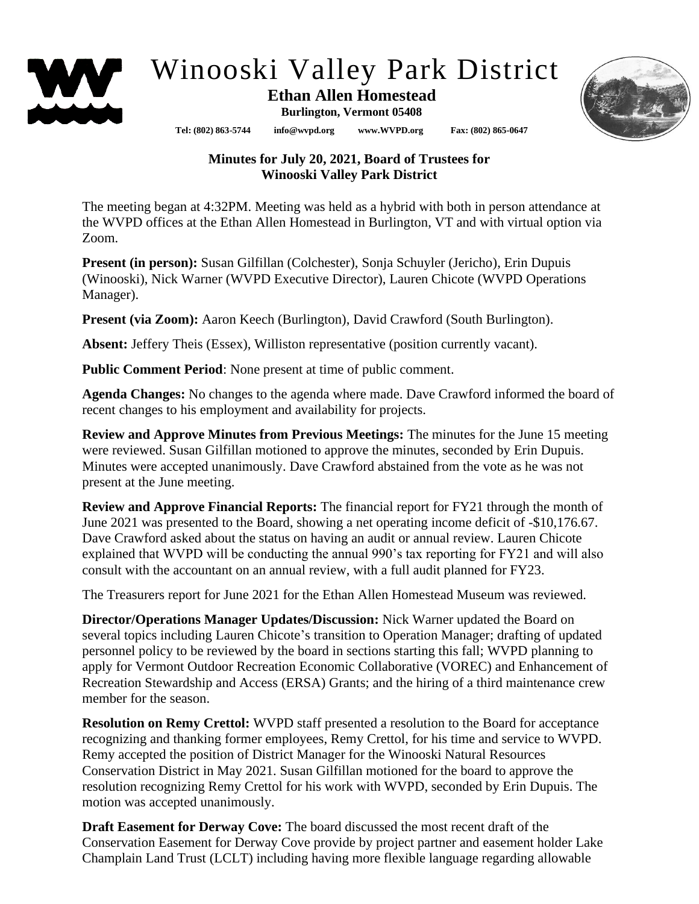# Winooski Valley Park District

**Ethan Allen Homestead**

**Burlington, Vermont 05408**

**Tel: (802) 863-5744 info@wvpd.org www.WVPD.org Fax: (802) 865-0647**

## Minutes for July 20, 2021, Board of Trustees for Winooski Valley Park District

The meeting began at 4:32PM. Meeting was held as a hybrid with both in person attendance at the WVPD offices at the Ethan Allen Homestead in Burlington, VT and with virtual option via Zoom.

**Present (in person):** Susan Gilfillan (Colchester), Sonja Schuyler (Jericho), Erin Dupuis (Winooski), Nick Warner (WVPD Executive Director), Lauren Chicote (WVPD Operations Manager).

**Present (via Zoom):** Aaron Keech (Burlington), David Crawford (South Burlington).

**Absent:** Jeffery Theis (Essex), Williston representative (position currently vacant).

**Public Comment Period**: None present at time of public comment.

**Agenda Changes:** No changes to the agenda where made. Dave Crawford informed the board of recent changes to his employment and availability for projects.

**Review and Approve Minutes from Previous Meetings:** The minutes for the June 15 meeting were reviewed. Susan Gilfillan motioned to approve the minutes, seconded by Erin Dupuis. Minutes were accepted unanimously. Dave Crawford abstained from the vote as he was not present at the June meeting.

**Review and Approve Financial Reports:** The financial report for FY21 through the month of June 2021 was presented to the Board, showing a net operating income deficit of -$10,176.67. Dave Crawford asked about the status on having an audit or annual review. Lauren Chicote explained that WVPD will be conducting the annual 990's tax reporting for FY21 and will also consult with the accountant on an annual review, with a full audit planned for FY23.

The Treasurers report for June 2021 for the Ethan Allen Homestead Museum was reviewed.

**Director/Operations Manager Updates/Discussion:** Nick Warner updated the Board on several topics including Lauren Chicote's transition to Operation Manager; drafting of updated personnel policy to be reviewed by the board in sections starting this fall; WVPD planning to apply for Vermont Outdoor Recreation Economic Collaborative (VOREC) and Enhancement of Recreation Stewardship and Access (ERSA) Grants; and the hiring of a third maintenance crew member for the season.

**Resolution on Remy Crettol:** WVPD staff presented a resolution to the Board for acceptance recognizing and thanking former employees, Remy Crettol, for his time and service to WVPD. Remy accepted the position of District Manager for the Winooski Natural Resources Conservation District in May 2021. Susan Gilfillan motioned for the board to approve the resolution recognizing Remy Crettol for his work with WVPD, seconded by Erin Dupuis. The motion was accepted unanimously.

**Draft Easement for Derway Cove:** The board discussed the most recent draft of the Conservation Easement for Derway Cove provide by project partner and easement holder Lake Champlain Land Trust (LCLT) including having more flexible language regarding allowable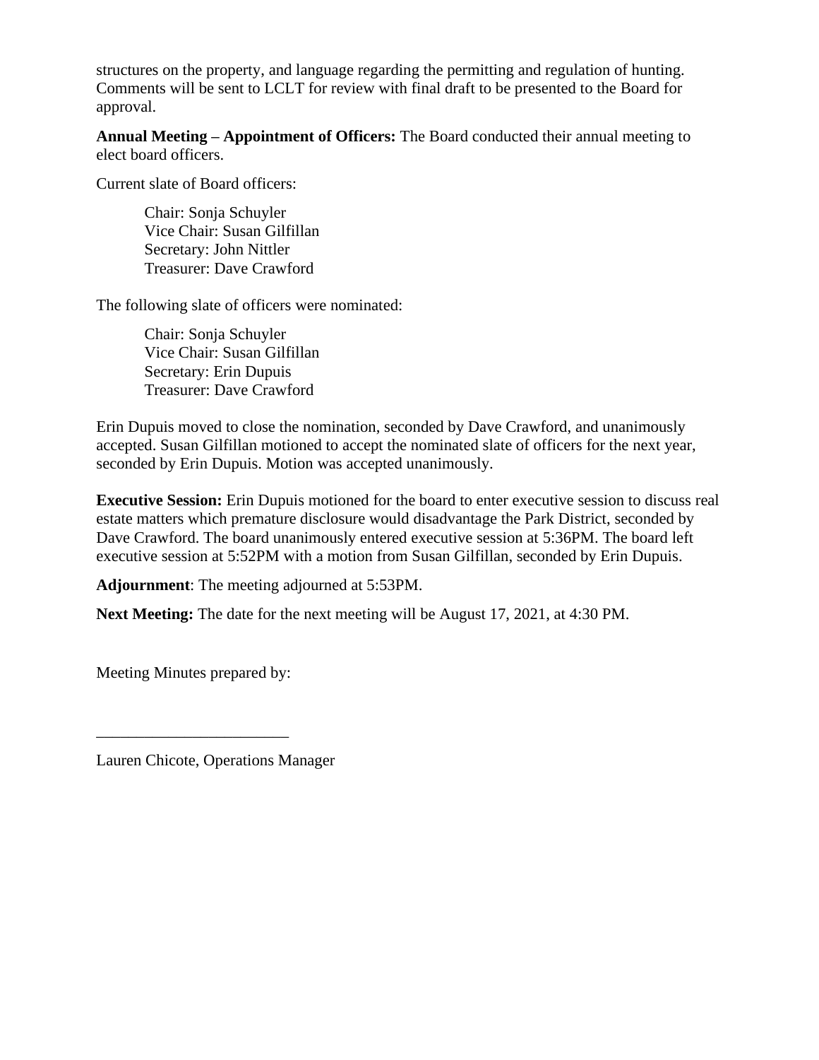structures on the property, and language regarding the permitting and regulation of hunting. Comments will be sent to LCLT for review with final draft to be presented to the Board for approval.

**Annual Meeting – Appointment of Officers:** The Board conducted their annual meeting to elect board officers.

Current slate of Board officers:

Chair: Sonja Schuyler
Vice Chair: Susan Gilfillan
Secretary: John Nittler
Treasurer: Dave Crawford

The following slate of officers were nominated:

Chair: Sonja Schuyler
Vice Chair: Susan Gilfillan
Secretary: Erin Dupuis
Treasurer: Dave Crawford

Erin Dupuis moved to close the nomination, seconded by Dave Crawford, and unanimously accepted. Susan Gilfillan motioned to accept the nominated slate of officers for the next year, seconded by Erin Dupuis. Motion was accepted unanimously.

**Executive Session:** Erin Dupuis motioned for the board to enter executive session to discuss real estate matters which premature disclosure would disadvantage the Park District, seconded by Dave Crawford. The board unanimously entered executive session at 5:36PM. The board left executive session at 5:52PM with a motion from Susan Gilfillan, seconded by Erin Dupuis.

**Adjournment**: The meeting adjourned at 5:53PM.

**Next Meeting:** The date for the next meeting will be August 17, 2021, at 4:30 PM.

Meeting Minutes prepared by:

________________________

Lauren Chicote, Operations Manager